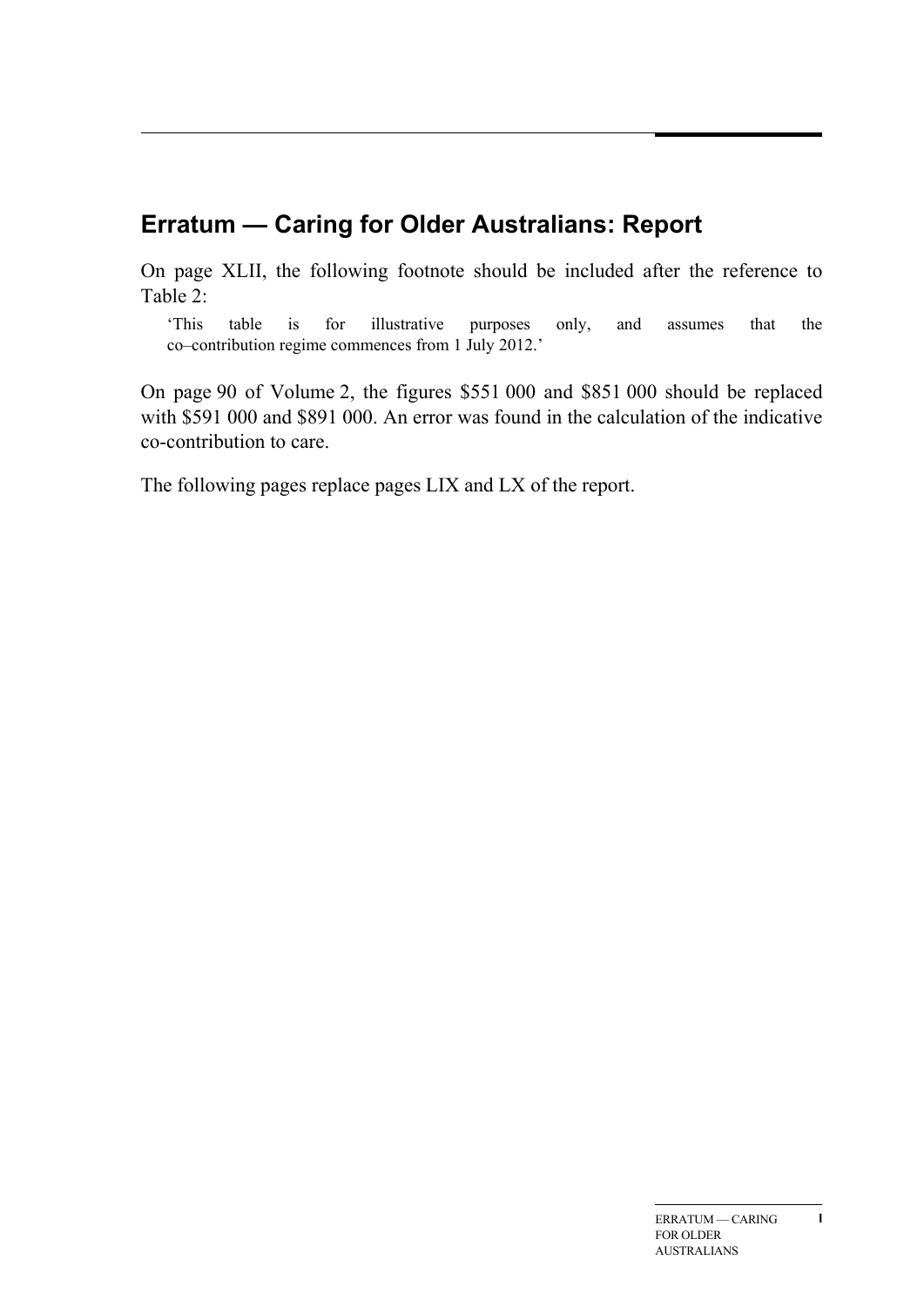## Erratum — Caring for Older Australians: Report

On page XLII, the following footnote should be included after the reference to Table 2:

> 'This table is for illustrative purposes only, and assumes that the co–contribution regime commences from 1 July 2012.'

On page 90 of Volume 2, the figures \$551 000 and \$851 000 should be replaced with \$591 000 and \$891 000. An error was found in the calculation of the indicative co-contribution to care.

The following pages replace pages LIX and LX of the report.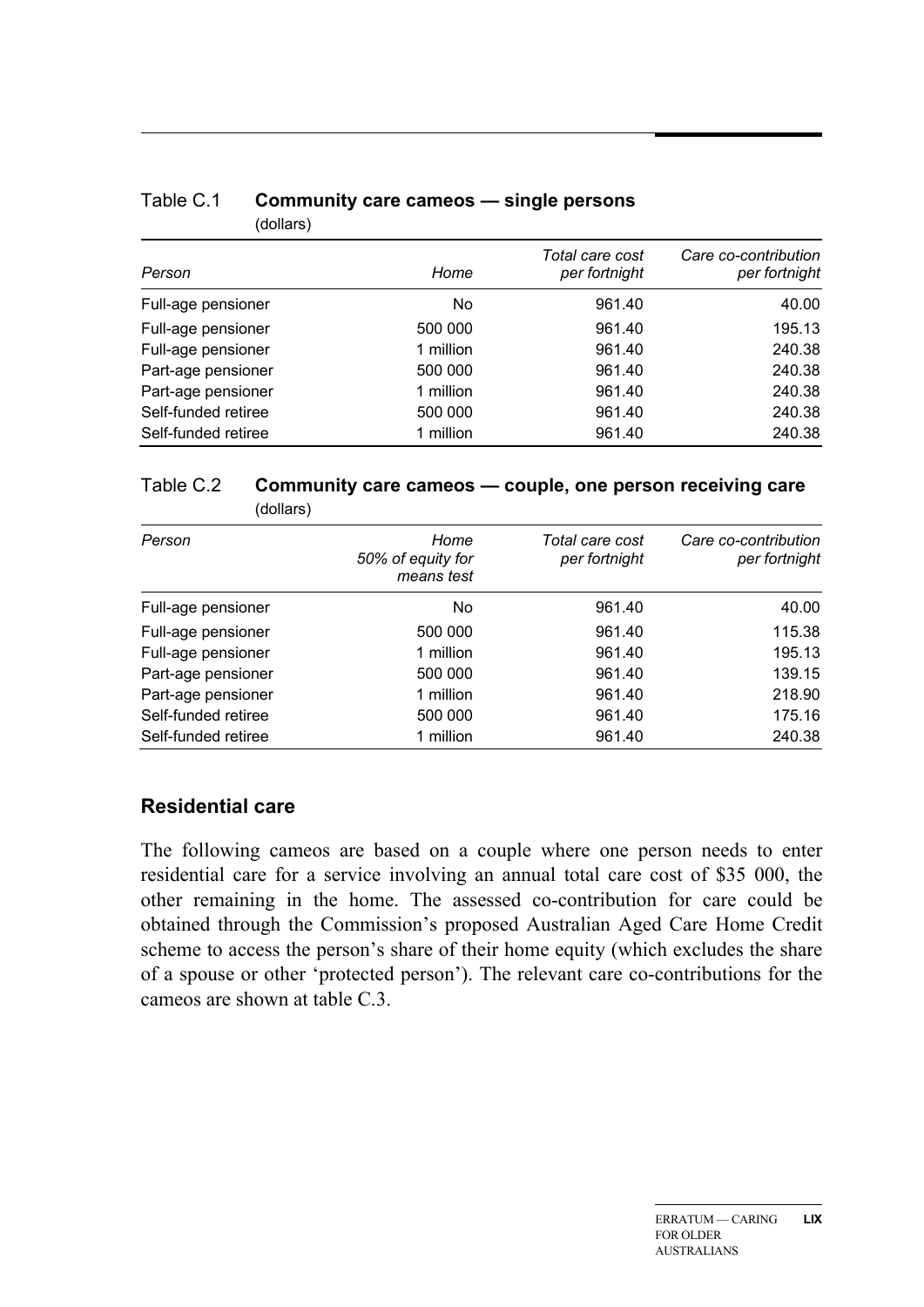Table C.1 **Community care cameos — single persons**
(dollars)

| *Person* | *Home* | *Total care cost per fortnight* | *Care co-contribution per fortnight* |
|---|---|---|---|
| Full-age pensioner | No | 961.40 | 40.00 |
| Full-age pensioner | 500 000 | 961.40 | 195.13 |
| Full-age pensioner | 1 million | 961.40 | 240.38 |
| Part-age pensioner | 500 000 | 961.40 | 240.38 |
| Part-age pensioner | 1 million | 961.40 | 240.38 |
| Self-funded retiree | 500 000 | 961.40 | 240.38 |
| Self-funded retiree | 1 million | 961.40 | 240.38 |

Table C.2 **Community care cameos — couple, one person receiving care**
(dollars)

| *Person* | *Home 50% of equity for means test* | *Total care cost per fortnight* | *Care co-contribution per fortnight* |
|---|---|---|---|
| Full-age pensioner | No | 961.40 | 40.00 |
| Full-age pensioner | 500 000 | 961.40 | 115.38 |
| Full-age pensioner | 1 million | 961.40 | 195.13 |
| Part-age pensioner | 500 000 | 961.40 | 139.15 |
| Part-age pensioner | 1 million | 961.40 | 218.90 |
| Self-funded retiree | 500 000 | 961.40 | 175.16 |
| Self-funded retiree | 1 million | 961.40 | 240.38 |

## Residential care

The following cameos are based on a couple where one person needs to enter residential care for a service involving an annual total care cost of $35 000, the other remaining in the home. The assessed co-contribution for care could be obtained through the Commission's proposed Australian Aged Care Home Credit scheme to access the person's share of their home equity (which excludes the share of a spouse or other 'protected person'). The relevant care co-contributions for the cameos are shown at table C.3.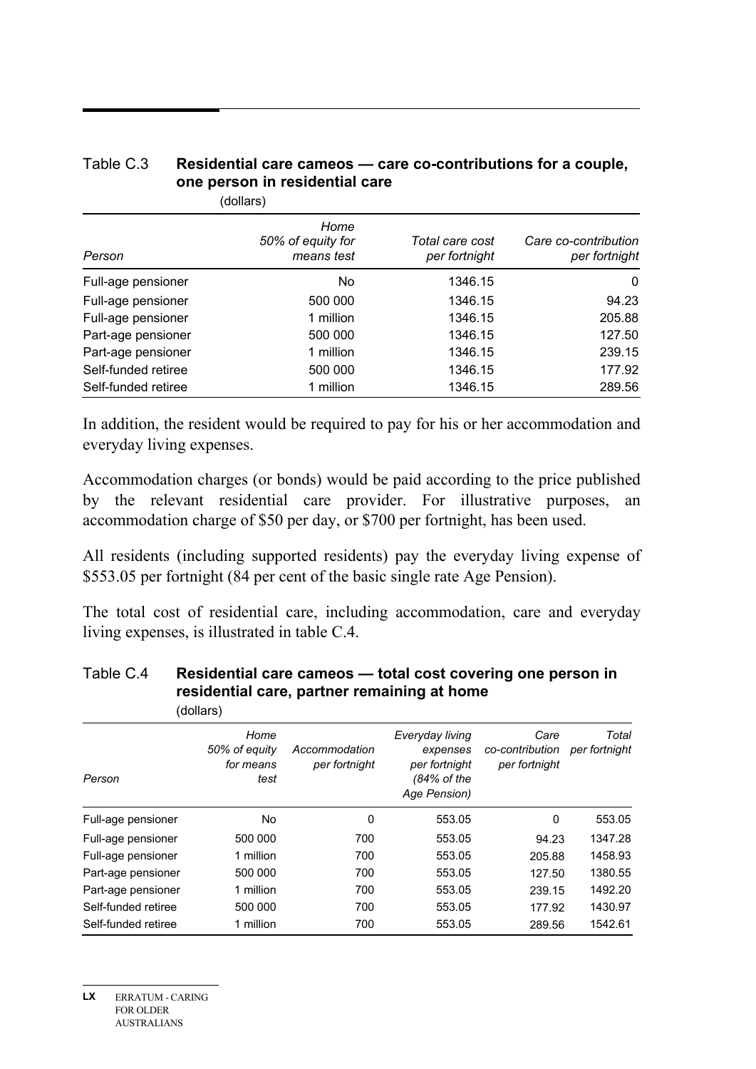Table C.3 **Residential care cameos — care co-contributions for a couple, one person in residential care**

(dollars)

| *Person* | *Home 50% of equity for means test* | *Total care cost per fortnight* | *Care co-contribution per fortnight* |
|---|---|---|---|
| Full-age pensioner | No | 1346.15 | 0 |
| Full-age pensioner | 500 000 | 1346.15 | 94.23 |
| Full-age pensioner | 1 million | 1346.15 | 205.88 |
| Part-age pensioner | 500 000 | 1346.15 | 127.50 |
| Part-age pensioner | 1 million | 1346.15 | 239.15 |
| Self-funded retiree | 500 000 | 1346.15 | 177.92 |
| Self-funded retiree | 1 million | 1346.15 | 289.56 |

In addition, the resident would be required to pay for his or her accommodation and everyday living expenses.

Accommodation charges (or bonds) would be paid according to the price published by the relevant residential care provider. For illustrative purposes, an accommodation charge of $50 per day, or $700 per fortnight, has been used.

All residents (including supported residents) pay the everyday living expense of $553.05 per fortnight (84 per cent of the basic single rate Age Pension).

The total cost of residential care, including accommodation, care and everyday living expenses, is illustrated in table C.4.

Table C.4 **Residential care cameos — total cost covering one person in residential care, partner remaining at home**

(dollars)

| *Person* | *Home 50% of equity for means test* | *Accommodation per fortnight* | *Everyday living expenses per fortnight (84% of the Age Pension)* | *Care co-contribution per fortnight* | *Total per fortnight* |
|---|---|---|---|---|---|
| Full-age pensioner | No | 0 | 553.05 | 0 | 553.05 |
| Full-age pensioner | 500 000 | 700 | 553.05 | 94.23 | 1347.28 |
| Full-age pensioner | 1 million | 700 | 553.05 | 205.88 | 1458.93 |
| Part-age pensioner | 500 000 | 700 | 553.05 | 127.50 | 1380.55 |
| Part-age pensioner | 1 million | 700 | 553.05 | 239.15 | 1492.20 |
| Self-funded retiree | 500 000 | 700 | 553.05 | 177.92 | 1430.97 |
| Self-funded retiree | 1 million | 700 | 553.05 | 289.56 | 1542.61 |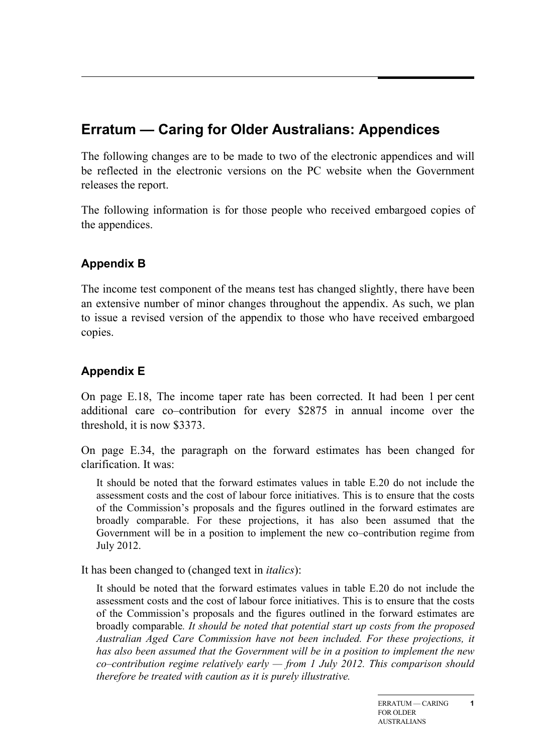# Erratum — Caring for Older Australians: Appendices

The following changes are to be made to two of the electronic appendices and will be reflected in the electronic versions on the PC website when the Government releases the report.

The following information is for those people who received embargoed copies of the appendices.

## Appendix B

The income test component of the means test has changed slightly, there have been an extensive number of minor changes throughout the appendix. As such, we plan to issue a revised version of the appendix to those who have received embargoed copies.

## Appendix E

On page E.18, The income taper rate has been corrected. It had been 1 per cent additional care co–contribution for every $2875 in annual income over the threshold, it is now $3373.

On page E.34, the paragraph on the forward estimates has been changed for clarification. It was:

> It should be noted that the forward estimates values in table E.20 do not include the assessment costs and the cost of labour force initiatives. This is to ensure that the costs of the Commission's proposals and the figures outlined in the forward estimates are broadly comparable. For these projections, it has also been assumed that the Government will be in a position to implement the new co–contribution regime from July 2012.

It has been changed to (changed text in *italics*):

> It should be noted that the forward estimates values in table E.20 do not include the assessment costs and the cost of labour force initiatives. This is to ensure that the costs of the Commission's proposals and the figures outlined in the forward estimates are broadly comparable. *It should be noted that potential start up costs from the proposed Australian Aged Care Commission have not been included. For these projections, it has also been assumed that the Government will be in a position to implement the new co–contribution regime relatively early — from 1 July 2012. This comparison should therefore be treated with caution as it is purely illustrative.*